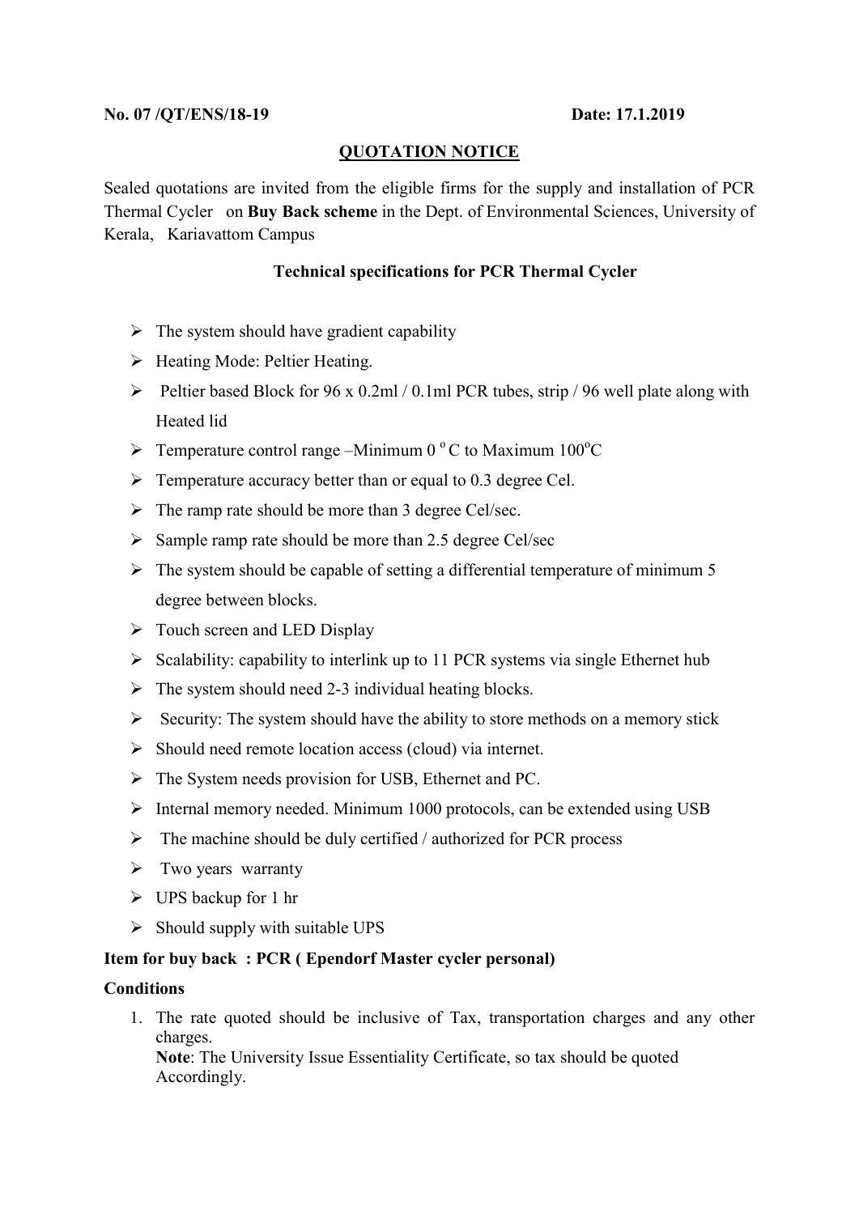**No. 07 /QT/ENS/18-19** **Date: 17.1.2019**

## QUOTATION NOTICE

Sealed quotations are invited from the eligible firms for the supply and installation of PCR Thermal Cycler on **Buy Back scheme** in the Dept. of Environmental Sciences, University of Kerala, Kariavattom Campus

### Technical specifications for PCR Thermal Cycler

- The system should have gradient capability
- Heating Mode: Peltier Heating.
- Peltier based Block for 96 x 0.2ml / 0.1ml PCR tubes, strip / 96 well plate along with Heated lid
- Temperature control range –Minimum 0 $^{o}$C to Maximum 100$^{o}$C
- Temperature accuracy better than or equal to 0.3 degree Cel.
- The ramp rate should be more than 3 degree Cel/sec.
- Sample ramp rate should be more than 2.5 degree Cel/sec
- The system should be capable of setting a differential temperature of minimum 5 degree between blocks.
- Touch screen and LED Display
- Scalability: capability to interlink up to 11 PCR systems via single Ethernet hub
- The system should need 2-3 individual heating blocks.
- Security: The system should have the ability to store methods on a memory stick
- Should need remote location access (cloud) via internet.
- The System needs provision for USB, Ethernet and PC.
- Internal memory needed. Minimum 1000 protocols, can be extended using USB
- The machine should be duly certified / authorized for PCR process
- Two years warranty
- UPS backup for 1 hr
- Should supply with suitable UPS

**Item for buy back : PCR ( Ependorf Master cycler personal)**

**Conditions**

1. The rate quoted should be inclusive of Tax, transportation charges and any other charges.
   **Note**: The University Issue Essentiality Certificate, so tax should be quoted Accordingly.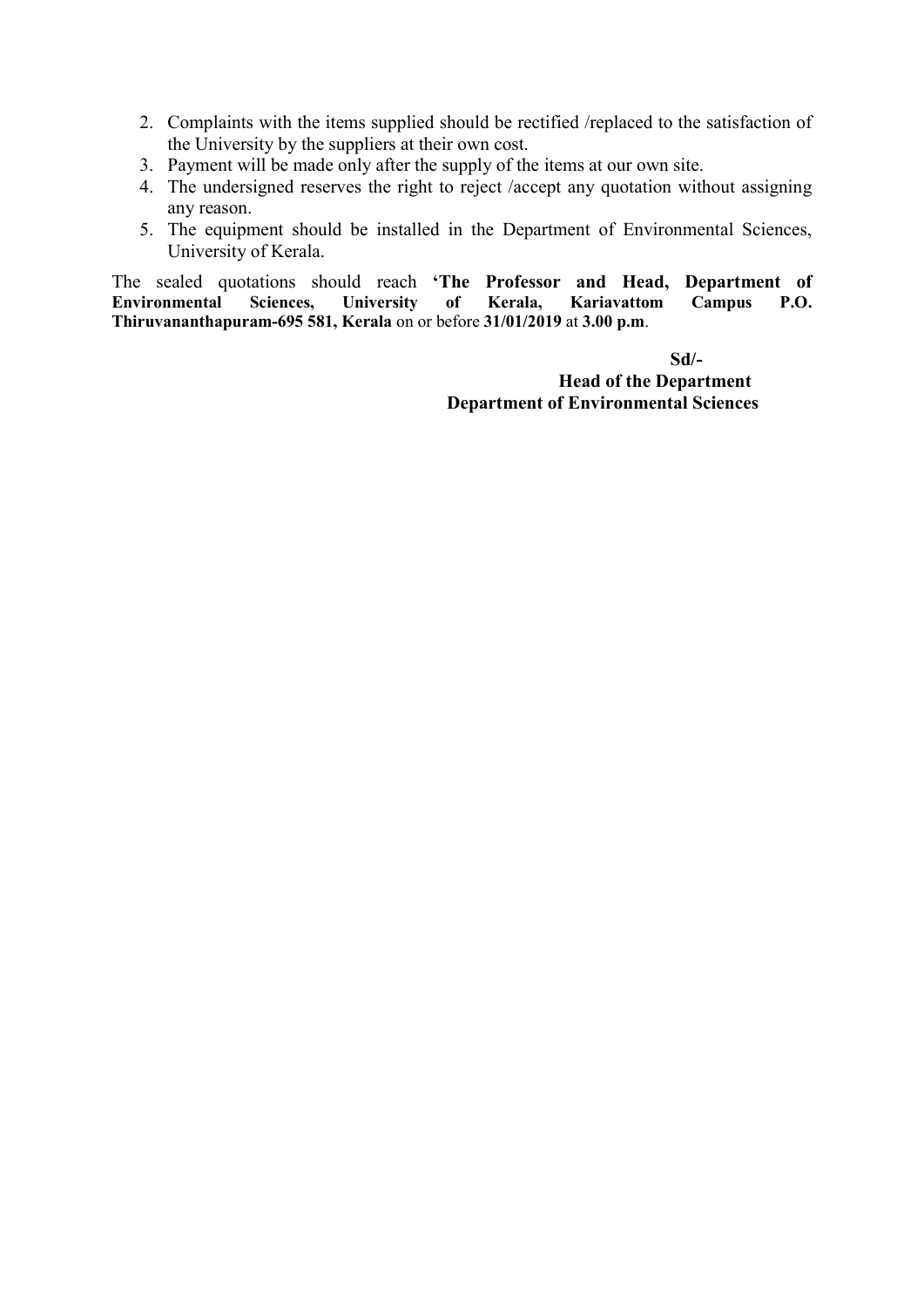2. Complaints with the items supplied should be rectified /replaced to the satisfaction of the University by the suppliers at their own cost.
3. Payment will be made only after the supply of the items at our own site.
4. The undersigned reserves the right to reject /accept any quotation without assigning any reason.
5. The equipment should be installed in the Department of Environmental Sciences, University of Kerala.

The sealed quotations should reach **'The Professor and Head, Department of Environmental Sciences, University of Kerala, Kariavattom Campus P.O. Thiruvananthapuram-695 581, Kerala** on or before **31/01/2019** at **3.00 p.m**.

**Sd/-**

**Head of the Department**

**Department of Environmental Sciences**